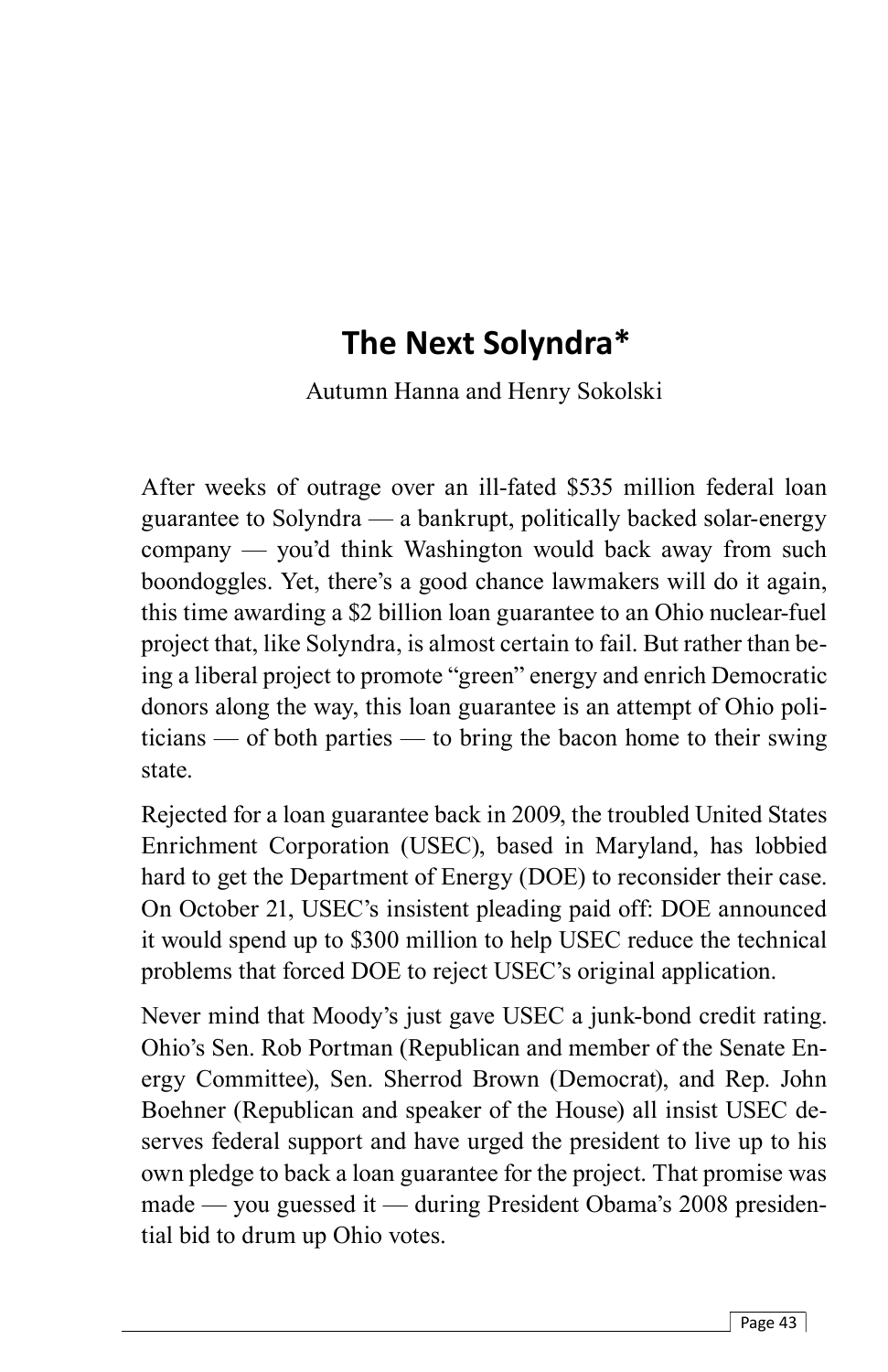# The Next Solyndra*

Autumn Hanna and Henry Sokolski

After weeks of outrage over an ill-fated $535 million federal loan guarantee to Solyndra — a bankrupt, politically backed solar-energy company — you'd think Washington would back away from such boondoggles. Yet, there's a good chance lawmakers will do it again, this time awarding a $2 billion loan guarantee to an Ohio nuclear-fuel project that, like Solyndra, is almost certain to fail. But rather than being a liberal project to promote "green" energy and enrich Democratic donors along the way, this loan guarantee is an attempt of Ohio politicians — of both parties — to bring the bacon home to their swing state.

Rejected for a loan guarantee back in 2009, the troubled United States Enrichment Corporation (USEC), based in Maryland, has lobbied hard to get the Department of Energy (DOE) to reconsider their case. On October 21, USEC's insistent pleading paid off: DOE announced it would spend up to $300 million to help USEC reduce the technical problems that forced DOE to reject USEC's original application.

Never mind that Moody's just gave USEC a junk-bond credit rating. Ohio's Sen. Rob Portman (Republican and member of the Senate Energy Committee), Sen. Sherrod Brown (Democrat), and Rep. John Boehner (Republican and speaker of the House) all insist USEC deserves federal support and have urged the president to live up to his own pledge to back a loan guarantee for the project. That promise was made — you guessed it — during President Obama's 2008 presidential bid to drum up Ohio votes.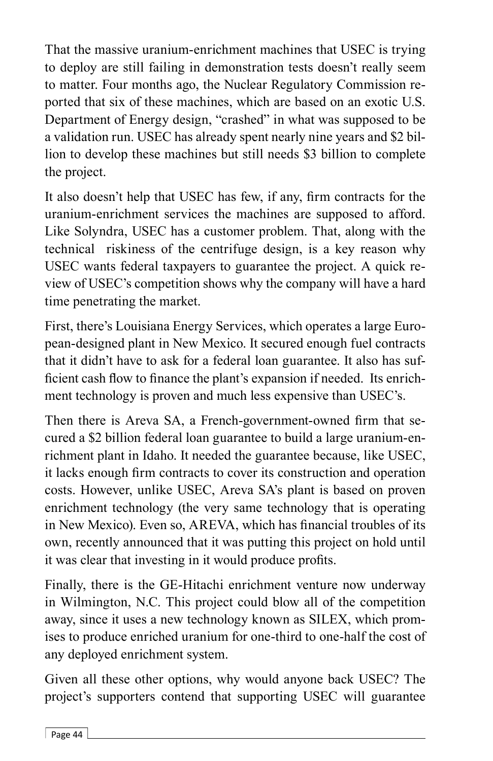That the massive uranium-enrichment machines that USEC is trying to deploy are still failing in demonstration tests doesn't really seem to matter. Four months ago, the Nuclear Regulatory Commission reported that six of these machines, which are based on an exotic U.S. Department of Energy design, "crashed" in what was supposed to be a validation run. USEC has already spent nearly nine years and $2 billion to develop these machines but still needs $3 billion to complete the project.

It also doesn't help that USEC has few, if any, firm contracts for the uranium-enrichment services the machines are supposed to afford. Like Solyndra, USEC has a customer problem. That, along with the technical riskiness of the centrifuge design, is a key reason why USEC wants federal taxpayers to guarantee the project. A quick review of USEC's competition shows why the company will have a hard time penetrating the market.

First, there's Louisiana Energy Services, which operates a large European-designed plant in New Mexico. It secured enough fuel contracts that it didn't have to ask for a federal loan guarantee. It also has sufficient cash flow to finance the plant's expansion if needed. Its enrichment technology is proven and much less expensive than USEC's.

Then there is Areva SA, a French-government-owned firm that secured a $2 billion federal loan guarantee to build a large uranium-enrichment plant in Idaho. It needed the guarantee because, like USEC, it lacks enough firm contracts to cover its construction and operation costs. However, unlike USEC, Areva SA's plant is based on proven enrichment technology (the very same technology that is operating in New Mexico). Even so, AREVA, which has financial troubles of its own, recently announced that it was putting this project on hold until it was clear that investing in it would produce profits.

Finally, there is the GE-Hitachi enrichment venture now underway in Wilmington, N.C. This project could blow all of the competition away, since it uses a new technology known as SILEX, which promises to produce enriched uranium for one-third to one-half the cost of any deployed enrichment system.

Given all these other options, why would anyone back USEC? The project's supporters contend that supporting USEC will guarantee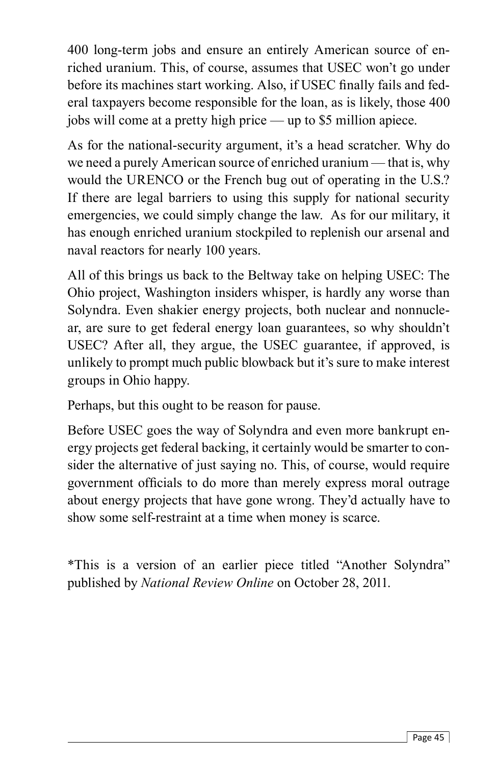400 long-term jobs and ensure an entirely American source of enriched uranium. This, of course, assumes that USEC won't go under before its machines start working. Also, if USEC finally fails and federal taxpayers become responsible for the loan, as is likely, those 400 jobs will come at a pretty high price — up to $5 million apiece.

As for the national-security argument, it's a head scratcher. Why do we need a purely American source of enriched uranium — that is, why would the URENCO or the French bug out of operating in the U.S.? If there are legal barriers to using this supply for national security emergencies, we could simply change the law. As for our military, it has enough enriched uranium stockpiled to replenish our arsenal and naval reactors for nearly 100 years.

All of this brings us back to the Beltway take on helping USEC: The Ohio project, Washington insiders whisper, is hardly any worse than Solyndra. Even shakier energy projects, both nuclear and nonnuclear, are sure to get federal energy loan guarantees, so why shouldn't USEC? After all, they argue, the USEC guarantee, if approved, is unlikely to prompt much public blowback but it's sure to make interest groups in Ohio happy.

Perhaps, but this ought to be reason for pause.

Before USEC goes the way of Solyndra and even more bankrupt energy projects get federal backing, it certainly would be smarter to consider the alternative of just saying no. This, of course, would require government officials to do more than merely express moral outrage about energy projects that have gone wrong. They'd actually have to show some self-restraint at a time when money is scarce.

*This is a version of an earlier piece titled "Another Solyndra" published by *National Review Online* on October 28, 2011.